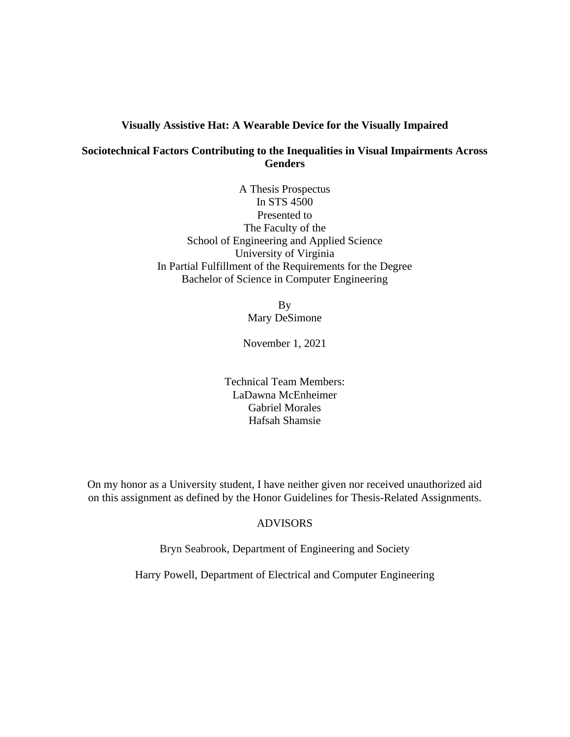**Visually Assistive Hat: A Wearable Device for the Visually Impaired**

**Sociotechnical Factors Contributing to the Inequalities in Visual Impairments Across Genders**

A Thesis Prospectus
In STS 4500
Presented to
The Faculty of the
School of Engineering and Applied Science
University of Virginia
In Partial Fulfillment of the Requirements for the Degree
Bachelor of Science in Computer Engineering

By
Mary DeSimone

November 1, 2021

Technical Team Members:
LaDawna McEnheimer
Gabriel Morales
Hafsah Shamsie

On my honor as a University student, I have neither given nor received unauthorized aid on this assignment as defined by the Honor Guidelines for Thesis-Related Assignments.

ADVISORS

Bryn Seabrook, Department of Engineering and Society

Harry Powell, Department of Electrical and Computer Engineering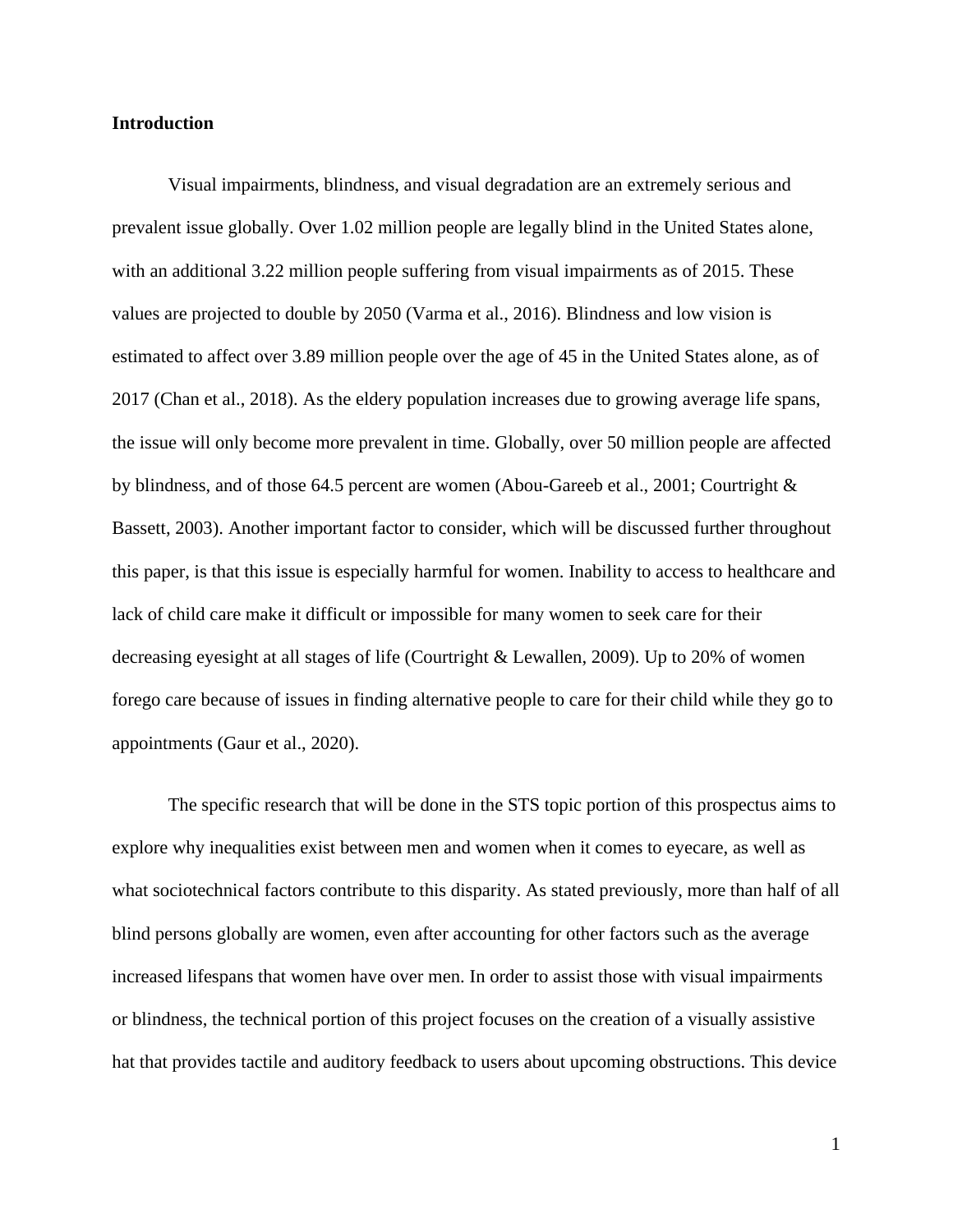**Introduction**

Visual impairments, blindness, and visual degradation are an extremely serious and prevalent issue globally. Over 1.02 million people are legally blind in the United States alone, with an additional 3.22 million people suffering from visual impairments as of 2015. These values are projected to double by 2050 (Varma et al., 2016). Blindness and low vision is estimated to affect over 3.89 million people over the age of 45 in the United States alone, as of 2017 (Chan et al., 2018). As the eldery population increases due to growing average life spans, the issue will only become more prevalent in time. Globally, over 50 million people are affected by blindness, and of those 64.5 percent are women (Abou-Gareeb et al., 2001; Courtright & Bassett, 2003). Another important factor to consider, which will be discussed further throughout this paper, is that this issue is especially harmful for women. Inability to access to healthcare and lack of child care make it difficult or impossible for many women to seek care for their decreasing eyesight at all stages of life (Courtright & Lewallen, 2009). Up to 20% of women forego care because of issues in finding alternative people to care for their child while they go to appointments (Gaur et al., 2020).

The specific research that will be done in the STS topic portion of this prospectus aims to explore why inequalities exist between men and women when it comes to eyecare, as well as what sociotechnical factors contribute to this disparity. As stated previously, more than half of all blind persons globally are women, even after accounting for other factors such as the average increased lifespans that women have over men. In order to assist those with visual impairments or blindness, the technical portion of this project focuses on the creation of a visually assistive hat that provides tactile and auditory feedback to users about upcoming obstructions. This device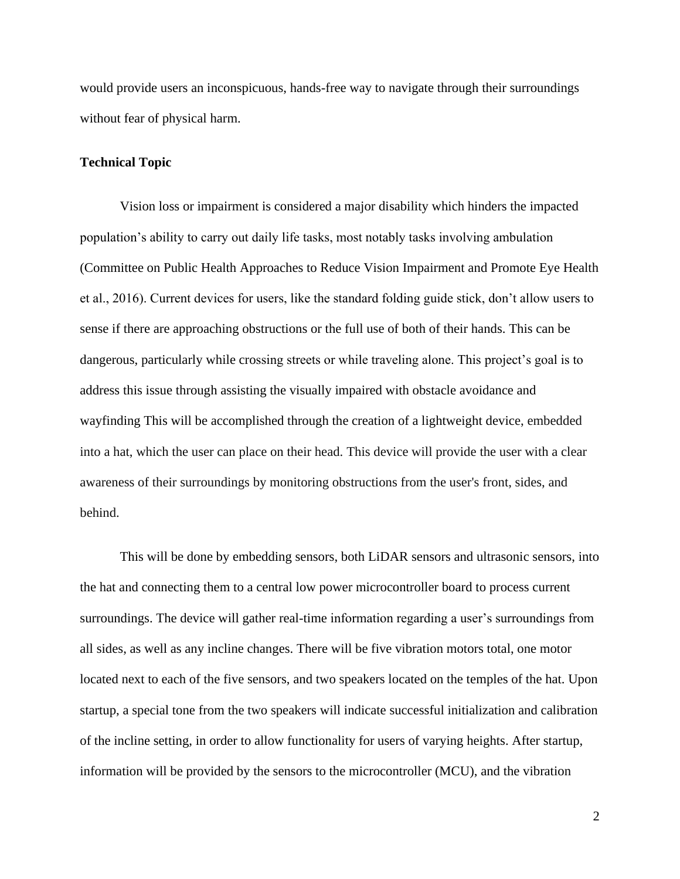would provide users an inconspicuous, hands-free way to navigate through their surroundings without fear of physical harm.

## Technical Topic

Vision loss or impairment is considered a major disability which hinders the impacted population's ability to carry out daily life tasks, most notably tasks involving ambulation (Committee on Public Health Approaches to Reduce Vision Impairment and Promote Eye Health et al., 2016). Current devices for users, like the standard folding guide stick, don't allow users to sense if there are approaching obstructions or the full use of both of their hands. This can be dangerous, particularly while crossing streets or while traveling alone. This project's goal is to address this issue through assisting the visually impaired with obstacle avoidance and wayfinding This will be accomplished through the creation of a lightweight device, embedded into a hat, which the user can place on their head. This device will provide the user with a clear awareness of their surroundings by monitoring obstructions from the user's front, sides, and behind.

This will be done by embedding sensors, both LiDAR sensors and ultrasonic sensors, into the hat and connecting them to a central low power microcontroller board to process current surroundings. The device will gather real-time information regarding a user's surroundings from all sides, as well as any incline changes. There will be five vibration motors total, one motor located next to each of the five sensors, and two speakers located on the temples of the hat. Upon startup, a special tone from the two speakers will indicate successful initialization and calibration of the incline setting, in order to allow functionality for users of varying heights. After startup, information will be provided by the sensors to the microcontroller (MCU), and the vibration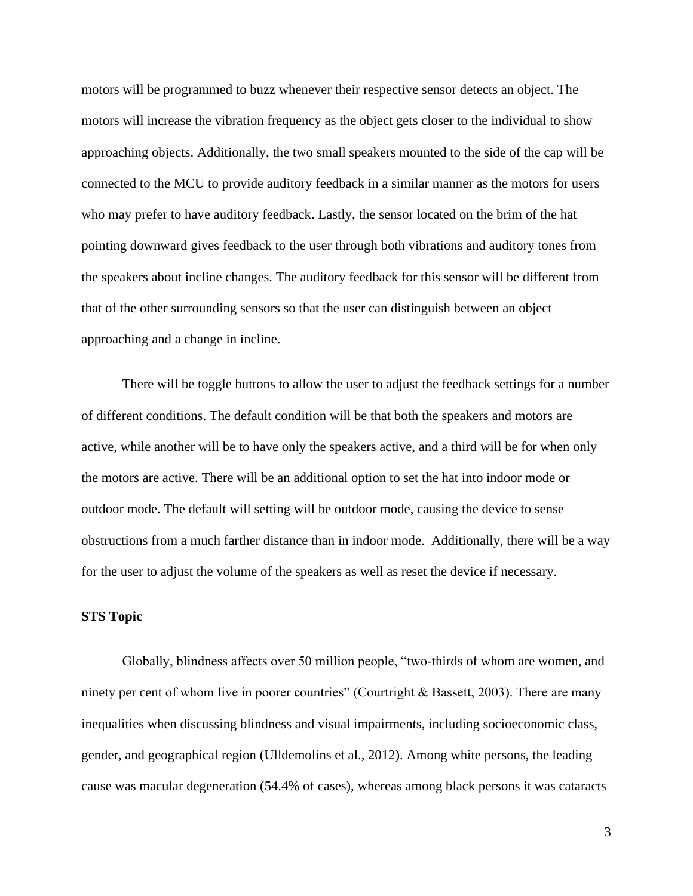motors will be programmed to buzz whenever their respective sensor detects an object. The motors will increase the vibration frequency as the object gets closer to the individual to show approaching objects. Additionally, the two small speakers mounted to the side of the cap will be connected to the MCU to provide auditory feedback in a similar manner as the motors for users who may prefer to have auditory feedback. Lastly, the sensor located on the brim of the hat pointing downward gives feedback to the user through both vibrations and auditory tones from the speakers about incline changes. The auditory feedback for this sensor will be different from that of the other surrounding sensors so that the user can distinguish between an object approaching and a change in incline.

There will be toggle buttons to allow the user to adjust the feedback settings for a number of different conditions. The default condition will be that both the speakers and motors are active, while another will be to have only the speakers active, and a third will be for when only the motors are active. There will be an additional option to set the hat into indoor mode or outdoor mode. The default will setting will be outdoor mode, causing the device to sense obstructions from a much farther distance than in indoor mode. Additionally, there will be a way for the user to adjust the volume of the speakers as well as reset the device if necessary.

**STS Topic**

Globally, blindness affects over 50 million people, "two-thirds of whom are women, and ninety per cent of whom live in poorer countries" (Courtright & Bassett, 2003). There are many inequalities when discussing blindness and visual impairments, including socioeconomic class, gender, and geographical region (Ulldemolins et al., 2012). Among white persons, the leading cause was macular degeneration (54.4% of cases), whereas among black persons it was cataracts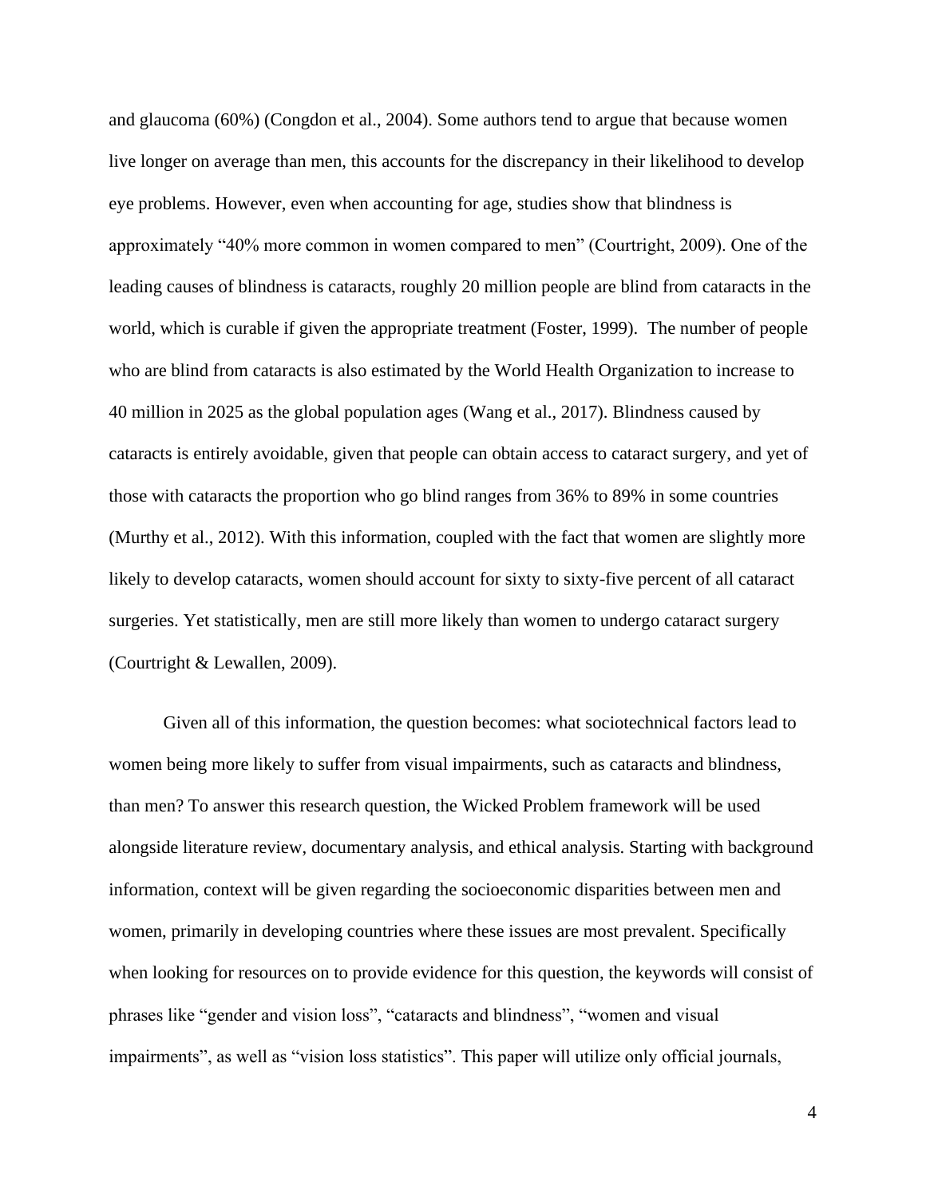and glaucoma (60%) (Congdon et al., 2004). Some authors tend to argue that because women live longer on average than men, this accounts for the discrepancy in their likelihood to develop eye problems. However, even when accounting for age, studies show that blindness is approximately "40% more common in women compared to men" (Courtright, 2009). One of the leading causes of blindness is cataracts, roughly 20 million people are blind from cataracts in the world, which is curable if given the appropriate treatment (Foster, 1999). The number of people who are blind from cataracts is also estimated by the World Health Organization to increase to 40 million in 2025 as the global population ages (Wang et al., 2017). Blindness caused by cataracts is entirely avoidable, given that people can obtain access to cataract surgery, and yet of those with cataracts the proportion who go blind ranges from 36% to 89% in some countries (Murthy et al., 2012). With this information, coupled with the fact that women are slightly more likely to develop cataracts, women should account for sixty to sixty-five percent of all cataract surgeries. Yet statistically, men are still more likely than women to undergo cataract surgery (Courtright & Lewallen, 2009).

Given all of this information, the question becomes: what sociotechnical factors lead to women being more likely to suffer from visual impairments, such as cataracts and blindness, than men? To answer this research question, the Wicked Problem framework will be used alongside literature review, documentary analysis, and ethical analysis. Starting with background information, context will be given regarding the socioeconomic disparities between men and women, primarily in developing countries where these issues are most prevalent. Specifically when looking for resources on to provide evidence for this question, the keywords will consist of phrases like "gender and vision loss", "cataracts and blindness", "women and visual impairments", as well as "vision loss statistics". This paper will utilize only official journals,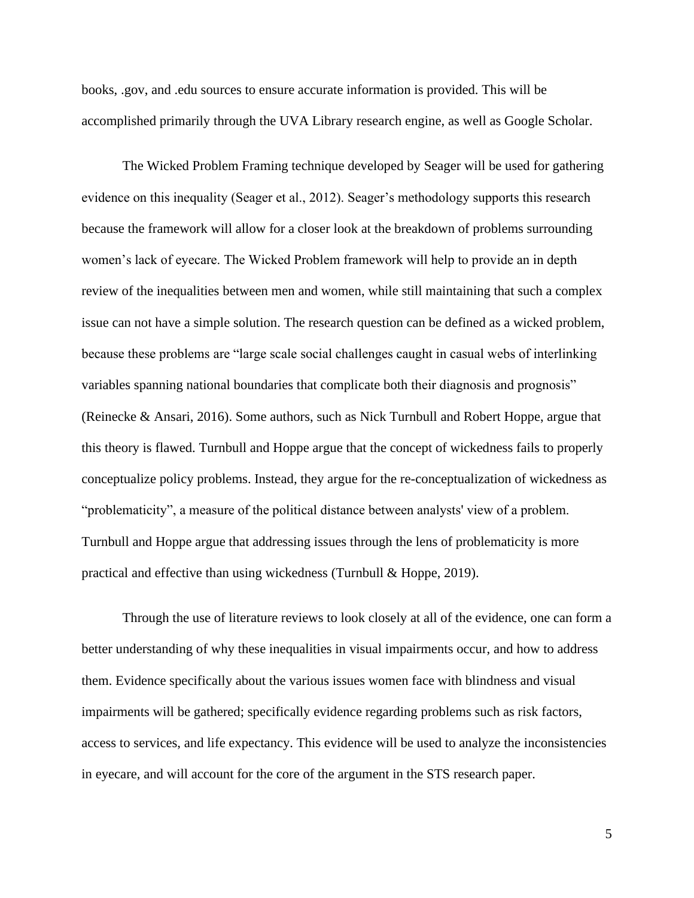books, .gov, and .edu sources to ensure accurate information is provided. This will be accomplished primarily through the UVA Library research engine, as well as Google Scholar.

The Wicked Problem Framing technique developed by Seager will be used for gathering evidence on this inequality (Seager et al., 2012). Seager's methodology supports this research because the framework will allow for a closer look at the breakdown of problems surrounding women's lack of eyecare. The Wicked Problem framework will help to provide an in depth review of the inequalities between men and women, while still maintaining that such a complex issue can not have a simple solution. The research question can be defined as a wicked problem, because these problems are "large scale social challenges caught in casual webs of interlinking variables spanning national boundaries that complicate both their diagnosis and prognosis" (Reinecke & Ansari, 2016). Some authors, such as Nick Turnbull and Robert Hoppe, argue that this theory is flawed. Turnbull and Hoppe argue that the concept of wickedness fails to properly conceptualize policy problems. Instead, they argue for the re-conceptualization of wickedness as "problematicity", a measure of the political distance between analysts' view of a problem. Turnbull and Hoppe argue that addressing issues through the lens of problematicity is more practical and effective than using wickedness (Turnbull & Hoppe, 2019).

Through the use of literature reviews to look closely at all of the evidence, one can form a better understanding of why these inequalities in visual impairments occur, and how to address them. Evidence specifically about the various issues women face with blindness and visual impairments will be gathered; specifically evidence regarding problems such as risk factors, access to services, and life expectancy. This evidence will be used to analyze the inconsistencies in eyecare, and will account for the core of the argument in the STS research paper.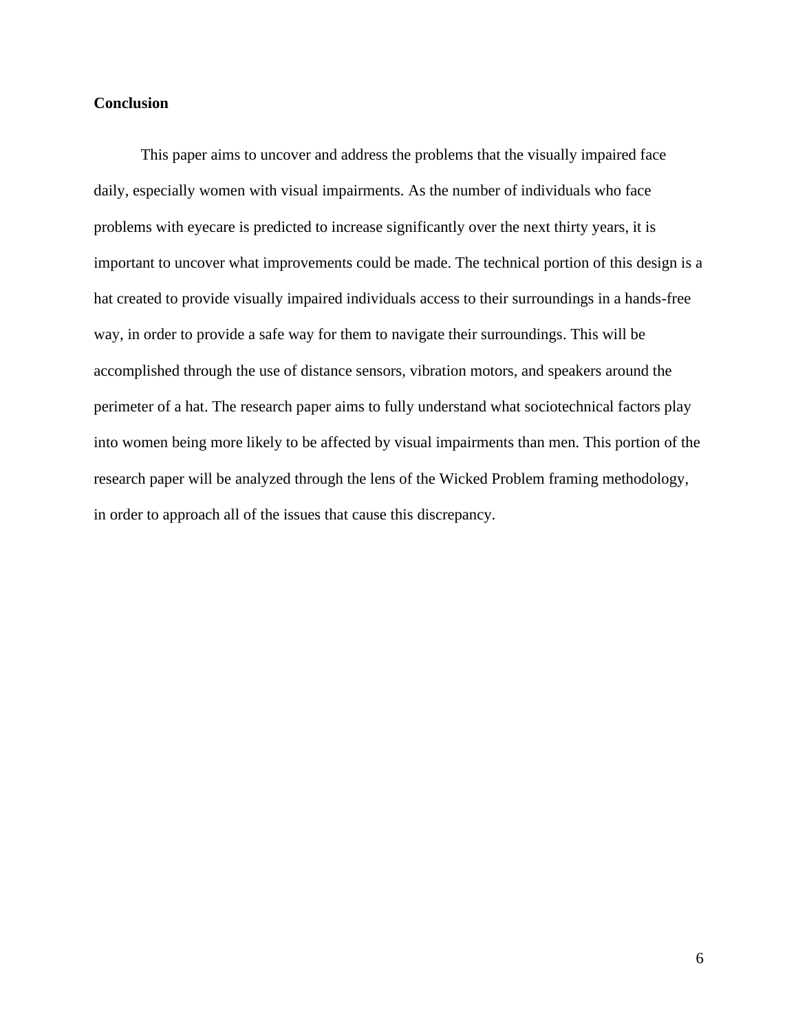## Conclusion

This paper aims to uncover and address the problems that the visually impaired face daily, especially women with visual impairments. As the number of individuals who face problems with eyecare is predicted to increase significantly over the next thirty years, it is important to uncover what improvements could be made. The technical portion of this design is a hat created to provide visually impaired individuals access to their surroundings in a hands-free way, in order to provide a safe way for them to navigate their surroundings. This will be accomplished through the use of distance sensors, vibration motors, and speakers around the perimeter of a hat. The research paper aims to fully understand what sociotechnical factors play into women being more likely to be affected by visual impairments than men. This portion of the research paper will be analyzed through the lens of the Wicked Problem framing methodology, in order to approach all of the issues that cause this discrepancy.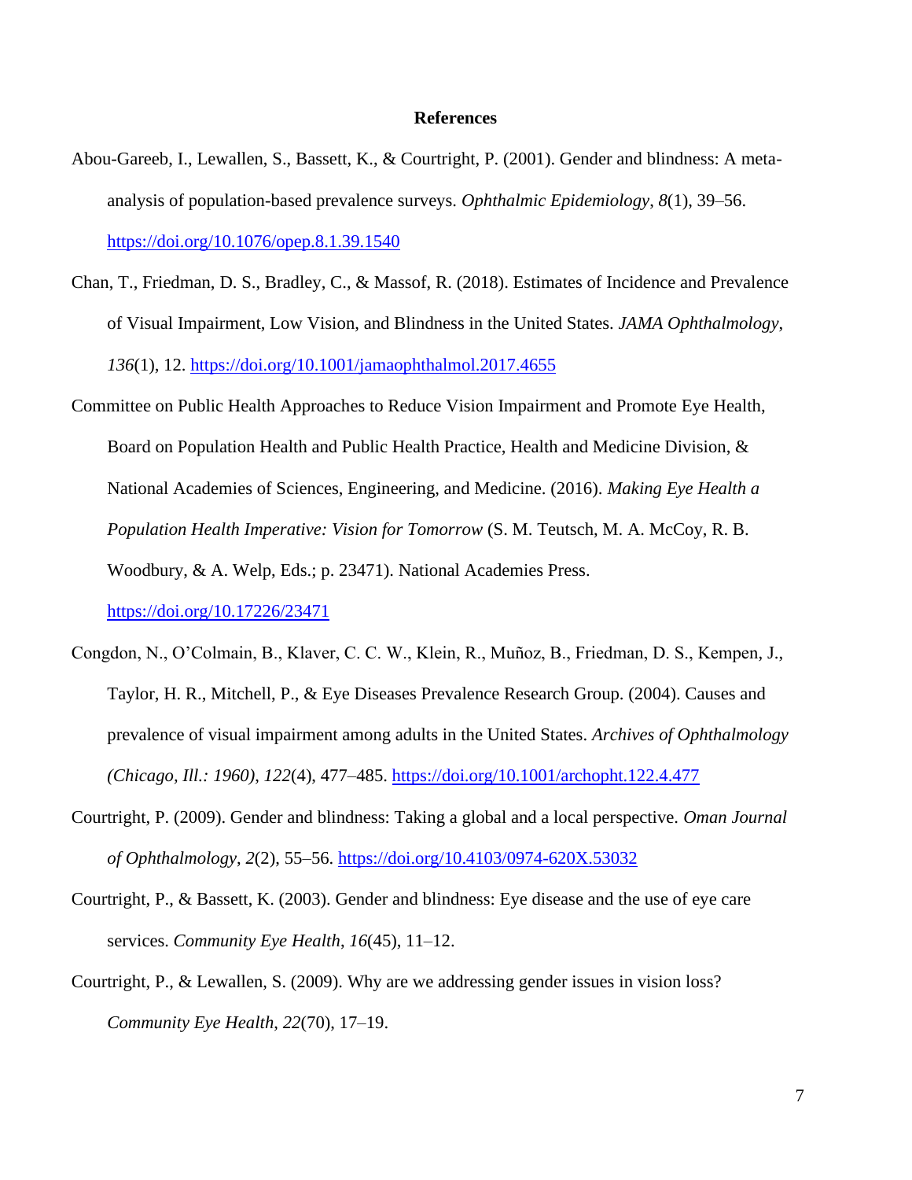# References

Abou-Gareeb, I., Lewallen, S., Bassett, K., & Courtright, P. (2001). Gender and blindness: A meta-analysis of population-based prevalence surveys. *Ophthalmic Epidemiology*, *8*(1), 39–56. https://doi.org/10.1076/opep.8.1.39.1540

Chan, T., Friedman, D. S., Bradley, C., & Massof, R. (2018). Estimates of Incidence and Prevalence of Visual Impairment, Low Vision, and Blindness in the United States. *JAMA Ophthalmology*, *136*(1), 12. https://doi.org/10.1001/jamaophthalmol.2017.4655

Committee on Public Health Approaches to Reduce Vision Impairment and Promote Eye Health, Board on Population Health and Public Health Practice, Health and Medicine Division, & National Academies of Sciences, Engineering, and Medicine. (2016). *Making Eye Health a Population Health Imperative: Vision for Tomorrow* (S. M. Teutsch, M. A. McCoy, R. B. Woodbury, & A. Welp, Eds.; p. 23471). National Academies Press. https://doi.org/10.17226/23471

Congdon, N., O'Colmain, B., Klaver, C. C. W., Klein, R., Muñoz, B., Friedman, D. S., Kempen, J., Taylor, H. R., Mitchell, P., & Eye Diseases Prevalence Research Group. (2004). Causes and prevalence of visual impairment among adults in the United States. *Archives of Ophthalmology (Chicago, Ill.: 1960)*, *122*(4), 477–485. https://doi.org/10.1001/archopht.122.4.477

Courtright, P. (2009). Gender and blindness: Taking a global and a local perspective. *Oman Journal of Ophthalmology*, *2*(2), 55–56. https://doi.org/10.4103/0974-620X.53032

Courtright, P., & Bassett, K. (2003). Gender and blindness: Eye disease and the use of eye care services. *Community Eye Health*, *16*(45), 11–12.

Courtright, P., & Lewallen, S. (2009). Why are we addressing gender issues in vision loss? *Community Eye Health*, *22*(70), 17–19.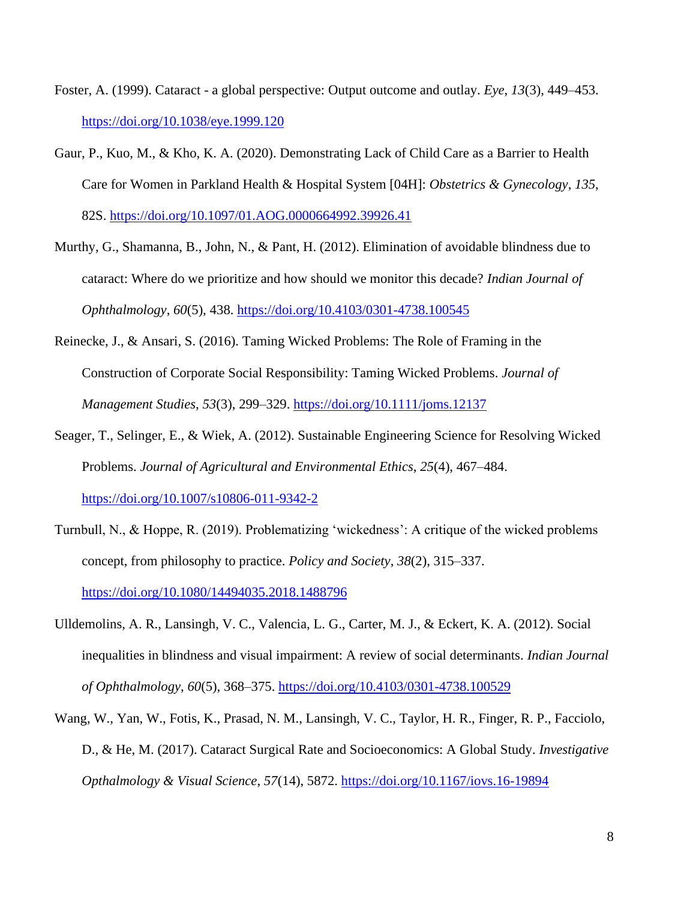Foster, A. (1999). Cataract - a global perspective: Output outcome and outlay. *Eye*, *13*(3), 449–453. https://doi.org/10.1038/eye.1999.120

Gaur, P., Kuo, M., & Kho, K. A. (2020). Demonstrating Lack of Child Care as a Barrier to Health Care for Women in Parkland Health & Hospital System [04H]: *Obstetrics & Gynecology*, *135*, 82S. https://doi.org/10.1097/01.AOG.0000664992.39926.41

Murthy, G., Shamanna, B., John, N., & Pant, H. (2012). Elimination of avoidable blindness due to cataract: Where do we prioritize and how should we monitor this decade? *Indian Journal of Ophthalmology*, *60*(5), 438. https://doi.org/10.4103/0301-4738.100545

Reinecke, J., & Ansari, S. (2016). Taming Wicked Problems: The Role of Framing in the Construction of Corporate Social Responsibility: Taming Wicked Problems. *Journal of Management Studies*, *53*(3), 299–329. https://doi.org/10.1111/joms.12137

Seager, T., Selinger, E., & Wiek, A. (2012). Sustainable Engineering Science for Resolving Wicked Problems. *Journal of Agricultural and Environmental Ethics*, *25*(4), 467–484. https://doi.org/10.1007/s10806-011-9342-2

Turnbull, N., & Hoppe, R. (2019). Problematizing 'wickedness': A critique of the wicked problems concept, from philosophy to practice. *Policy and Society*, *38*(2), 315–337. https://doi.org/10.1080/14494035.2018.1488796

Ulldemolins, A. R., Lansingh, V. C., Valencia, L. G., Carter, M. J., & Eckert, K. A. (2012). Social inequalities in blindness and visual impairment: A review of social determinants. *Indian Journal of Ophthalmology*, *60*(5), 368–375. https://doi.org/10.4103/0301-4738.100529

Wang, W., Yan, W., Fotis, K., Prasad, N. M., Lansingh, V. C., Taylor, H. R., Finger, R. P., Facciolo, D., & He, M. (2017). Cataract Surgical Rate and Socioeconomics: A Global Study. *Investigative Opthalmology & Visual Science*, *57*(14), 5872. https://doi.org/10.1167/iovs.16-19894